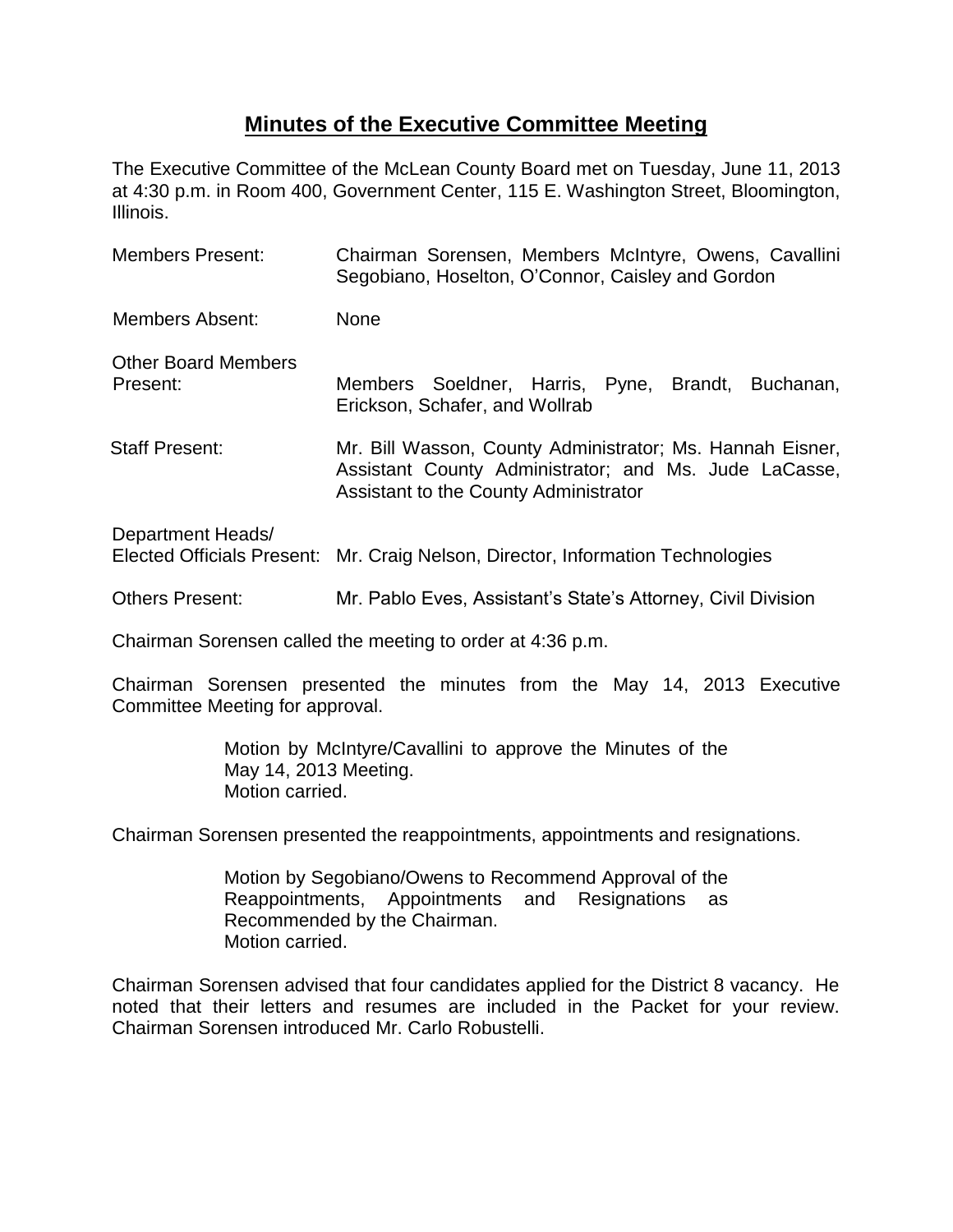# Minutes of the Executive Committee Meeting

The Executive Committee of the McLean County Board met on Tuesday, June 11, 2013 at 4:30 p.m. in Room 400, Government Center, 115 E. Washington Street, Bloomington, Illinois.

| | |
|---|---|
| Members Present: | Chairman Sorensen, Members McIntyre, Owens, Cavallini Segobiano, Hoselton, O'Connor, Caisley and Gordon |
| Members Absent: | None |
| Other Board Members Present: | Members Soeldner, Harris, Pyne, Brandt, Buchanan, Erickson, Schafer, and Wollrab |
| Staff Present: | Mr. Bill Wasson, County Administrator; Ms. Hannah Eisner, Assistant County Administrator; and Ms. Jude LaCasse, Assistant to the County Administrator |
| Department Heads/ Elected Officials Present: | Mr. Craig Nelson, Director, Information Technologies |
| Others Present: | Mr. Pablo Eves, Assistant's State's Attorney, Civil Division |

Chairman Sorensen called the meeting to order at 4:36 p.m.

Chairman Sorensen presented the minutes from the May 14, 2013 Executive Committee Meeting for approval.

> Motion by McIntyre/Cavallini to approve the Minutes of the May 14, 2013 Meeting.
> Motion carried.

Chairman Sorensen presented the reappointments, appointments and resignations.

> Motion by Segobiano/Owens to Recommend Approval of the Reappointments, Appointments and Resignations as Recommended by the Chairman.
> Motion carried.

Chairman Sorensen advised that four candidates applied for the District 8 vacancy. He noted that their letters and resumes are included in the Packet for your review. Chairman Sorensen introduced Mr. Carlo Robustelli.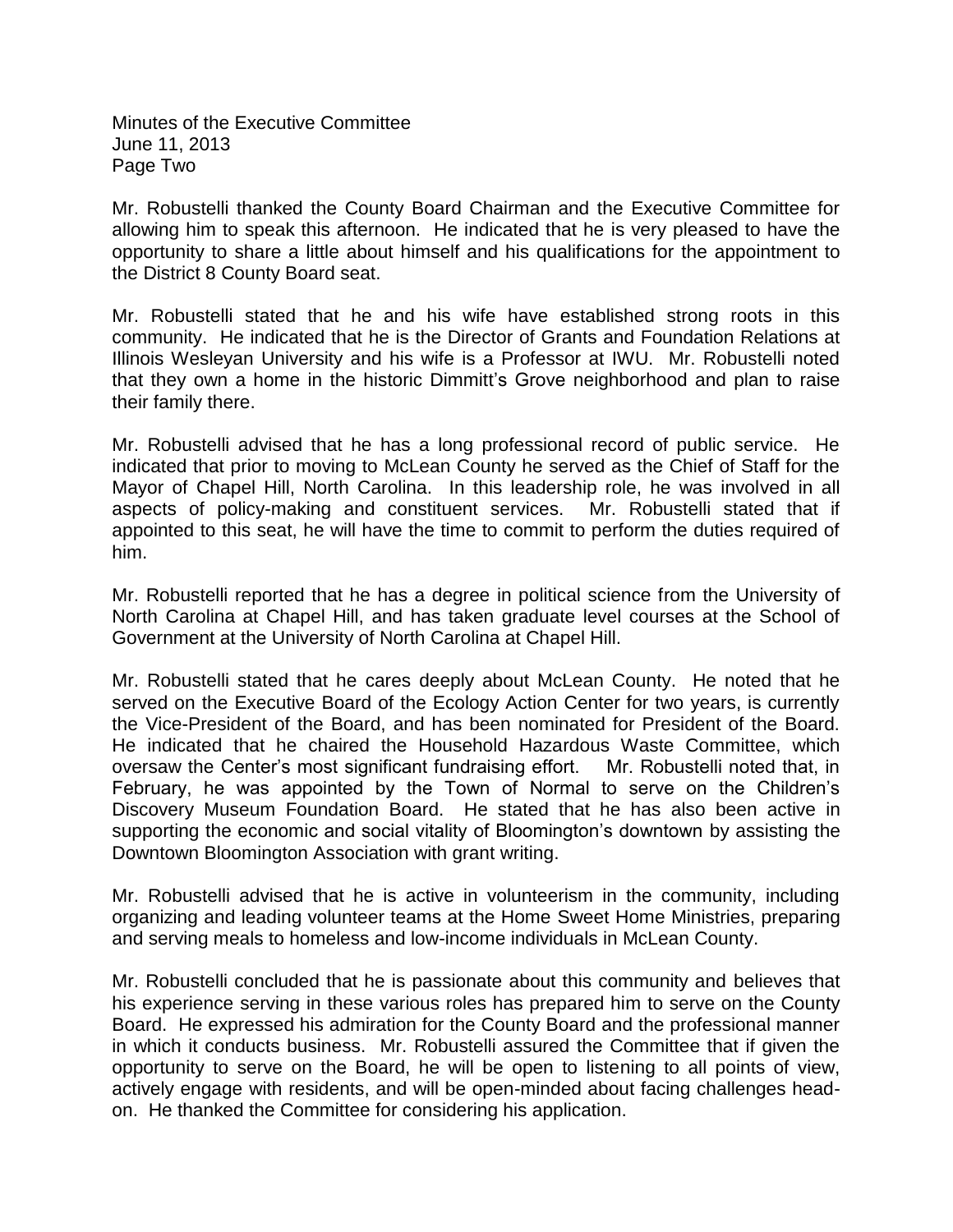Mr. Robustelli thanked the County Board Chairman and the Executive Committee for allowing him to speak this afternoon. He indicated that he is very pleased to have the opportunity to share a little about himself and his qualifications for the appointment to the District 8 County Board seat.

Mr. Robustelli stated that he and his wife have established strong roots in this community. He indicated that he is the Director of Grants and Foundation Relations at Illinois Wesleyan University and his wife is a Professor at IWU. Mr. Robustelli noted that they own a home in the historic Dimmitt's Grove neighborhood and plan to raise their family there.

Mr. Robustelli advised that he has a long professional record of public service. He indicated that prior to moving to McLean County he served as the Chief of Staff for the Mayor of Chapel Hill, North Carolina. In this leadership role, he was involved in all aspects of policy-making and constituent services. Mr. Robustelli stated that if appointed to this seat, he will have the time to commit to perform the duties required of him.

Mr. Robustelli reported that he has a degree in political science from the University of North Carolina at Chapel Hill, and has taken graduate level courses at the School of Government at the University of North Carolina at Chapel Hill.

Mr. Robustelli stated that he cares deeply about McLean County. He noted that he served on the Executive Board of the Ecology Action Center for two years, is currently the Vice-President of the Board, and has been nominated for President of the Board. He indicated that he chaired the Household Hazardous Waste Committee, which oversaw the Center's most significant fundraising effort. Mr. Robustelli noted that, in February, he was appointed by the Town of Normal to serve on the Children's Discovery Museum Foundation Board. He stated that he has also been active in supporting the economic and social vitality of Bloomington's downtown by assisting the Downtown Bloomington Association with grant writing.

Mr. Robustelli advised that he is active in volunteerism in the community, including organizing and leading volunteer teams at the Home Sweet Home Ministries, preparing and serving meals to homeless and low-income individuals in McLean County.

Mr. Robustelli concluded that he is passionate about this community and believes that his experience serving in these various roles has prepared him to serve on the County Board. He expressed his admiration for the County Board and the professional manner in which it conducts business. Mr. Robustelli assured the Committee that if given the opportunity to serve on the Board, he will be open to listening to all points of view, actively engage with residents, and will be open-minded about facing challenges head-on. He thanked the Committee for considering his application.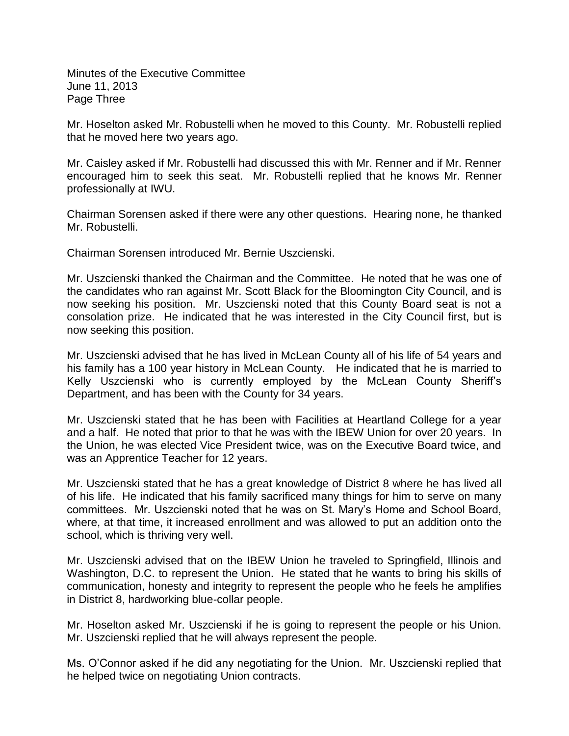Mr. Hoselton asked Mr. Robustelli when he moved to this County. Mr. Robustelli replied that he moved here two years ago.

Mr. Caisley asked if Mr. Robustelli had discussed this with Mr. Renner and if Mr. Renner encouraged him to seek this seat. Mr. Robustelli replied that he knows Mr. Renner professionally at IWU.

Chairman Sorensen asked if there were any other questions. Hearing none, he thanked Mr. Robustelli.

Chairman Sorensen introduced Mr. Bernie Uszcienski.

Mr. Uszcienski thanked the Chairman and the Committee. He noted that he was one of the candidates who ran against Mr. Scott Black for the Bloomington City Council, and is now seeking his position. Mr. Uszcienski noted that this County Board seat is not a consolation prize. He indicated that he was interested in the City Council first, but is now seeking this position.

Mr. Uszcienski advised that he has lived in McLean County all of his life of 54 years and his family has a 100 year history in McLean County. He indicated that he is married to Kelly Uszcienski who is currently employed by the McLean County Sheriff's Department, and has been with the County for 34 years.

Mr. Uszcienski stated that he has been with Facilities at Heartland College for a year and a half. He noted that prior to that he was with the IBEW Union for over 20 years. In the Union, he was elected Vice President twice, was on the Executive Board twice, and was an Apprentice Teacher for 12 years.

Mr. Uszcienski stated that he has a great knowledge of District 8 where he has lived all of his life. He indicated that his family sacrificed many things for him to serve on many committees. Mr. Uszcienski noted that he was on St. Mary's Home and School Board, where, at that time, it increased enrollment and was allowed to put an addition onto the school, which is thriving very well.

Mr. Uszcienski advised that on the IBEW Union he traveled to Springfield, Illinois and Washington, D.C. to represent the Union. He stated that he wants to bring his skills of communication, honesty and integrity to represent the people who he feels he amplifies in District 8, hardworking blue-collar people.

Mr. Hoselton asked Mr. Uszcienski if he is going to represent the people or his Union. Mr. Uszcienski replied that he will always represent the people.

Ms. O'Connor asked if he did any negotiating for the Union. Mr. Uszcienski replied that he helped twice on negotiating Union contracts.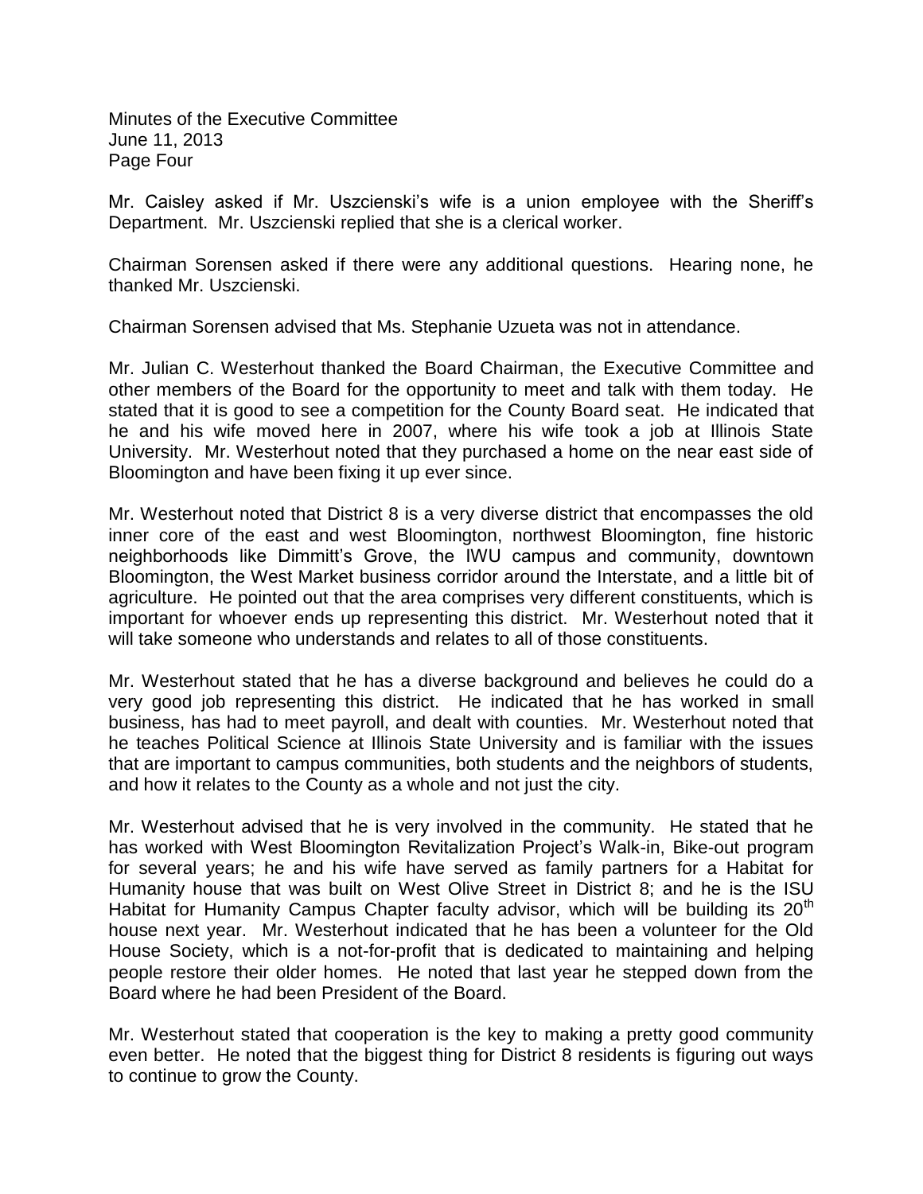Mr. Caisley asked if Mr. Uszcienski's wife is a union employee with the Sheriff's Department. Mr. Uszcienski replied that she is a clerical worker.

Chairman Sorensen asked if there were any additional questions. Hearing none, he thanked Mr. Uszcienski.

Chairman Sorensen advised that Ms. Stephanie Uzueta was not in attendance.

Mr. Julian C. Westerhout thanked the Board Chairman, the Executive Committee and other members of the Board for the opportunity to meet and talk with them today. He stated that it is good to see a competition for the County Board seat. He indicated that he and his wife moved here in 2007, where his wife took a job at Illinois State University. Mr. Westerhout noted that they purchased a home on the near east side of Bloomington and have been fixing it up ever since.

Mr. Westerhout noted that District 8 is a very diverse district that encompasses the old inner core of the east and west Bloomington, northwest Bloomington, fine historic neighborhoods like Dimmitt's Grove, the IWU campus and community, downtown Bloomington, the West Market business corridor around the Interstate, and a little bit of agriculture. He pointed out that the area comprises very different constituents, which is important for whoever ends up representing this district. Mr. Westerhout noted that it will take someone who understands and relates to all of those constituents.

Mr. Westerhout stated that he has a diverse background and believes he could do a very good job representing this district. He indicated that he has worked in small business, has had to meet payroll, and dealt with counties. Mr. Westerhout noted that he teaches Political Science at Illinois State University and is familiar with the issues that are important to campus communities, both students and the neighbors of students, and how it relates to the County as a whole and not just the city.

Mr. Westerhout advised that he is very involved in the community. He stated that he has worked with West Bloomington Revitalization Project's Walk-in, Bike-out program for several years; he and his wife have served as family partners for a Habitat for Humanity house that was built on West Olive Street in District 8; and he is the ISU Habitat for Humanity Campus Chapter faculty advisor, which will be building its 20th house next year. Mr. Westerhout indicated that he has been a volunteer for the Old House Society, which is a not-for-profit that is dedicated to maintaining and helping people restore their older homes. He noted that last year he stepped down from the Board where he had been President of the Board.

Mr. Westerhout stated that cooperation is the key to making a pretty good community even better. He noted that the biggest thing for District 8 residents is figuring out ways to continue to grow the County.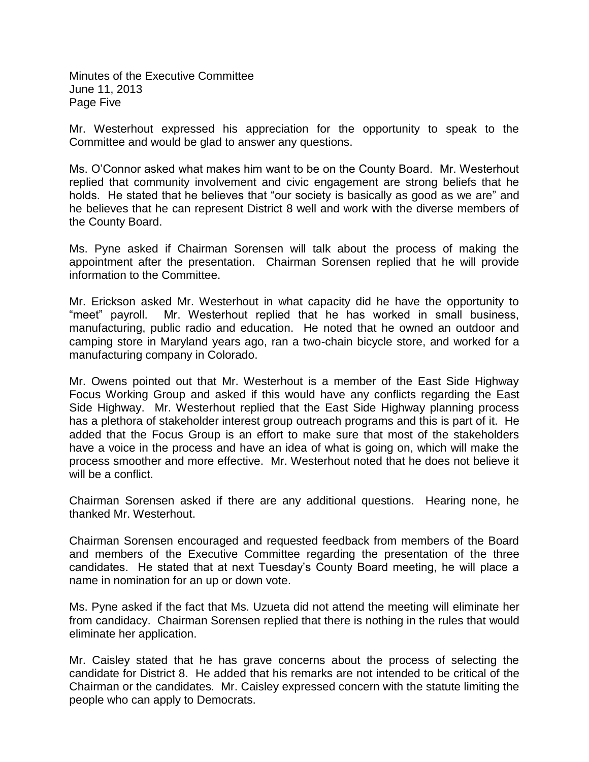Mr. Westerhout expressed his appreciation for the opportunity to speak to the Committee and would be glad to answer any questions.

Ms. O'Connor asked what makes him want to be on the County Board. Mr. Westerhout replied that community involvement and civic engagement are strong beliefs that he holds. He stated that he believes that "our society is basically as good as we are" and he believes that he can represent District 8 well and work with the diverse members of the County Board.

Ms. Pyne asked if Chairman Sorensen will talk about the process of making the appointment after the presentation. Chairman Sorensen replied that he will provide information to the Committee.

Mr. Erickson asked Mr. Westerhout in what capacity did he have the opportunity to "meet" payroll. Mr. Westerhout replied that he has worked in small business, manufacturing, public radio and education. He noted that he owned an outdoor and camping store in Maryland years ago, ran a two-chain bicycle store, and worked for a manufacturing company in Colorado.

Mr. Owens pointed out that Mr. Westerhout is a member of the East Side Highway Focus Working Group and asked if this would have any conflicts regarding the East Side Highway. Mr. Westerhout replied that the East Side Highway planning process has a plethora of stakeholder interest group outreach programs and this is part of it. He added that the Focus Group is an effort to make sure that most of the stakeholders have a voice in the process and have an idea of what is going on, which will make the process smoother and more effective. Mr. Westerhout noted that he does not believe it will be a conflict.

Chairman Sorensen asked if there are any additional questions. Hearing none, he thanked Mr. Westerhout.

Chairman Sorensen encouraged and requested feedback from members of the Board and members of the Executive Committee regarding the presentation of the three candidates. He stated that at next Tuesday's County Board meeting, he will place a name in nomination for an up or down vote.

Ms. Pyne asked if the fact that Ms. Uzueta did not attend the meeting will eliminate her from candidacy. Chairman Sorensen replied that there is nothing in the rules that would eliminate her application.

Mr. Caisley stated that he has grave concerns about the process of selecting the candidate for District 8. He added that his remarks are not intended to be critical of the Chairman or the candidates. Mr. Caisley expressed concern with the statute limiting the people who can apply to Democrats.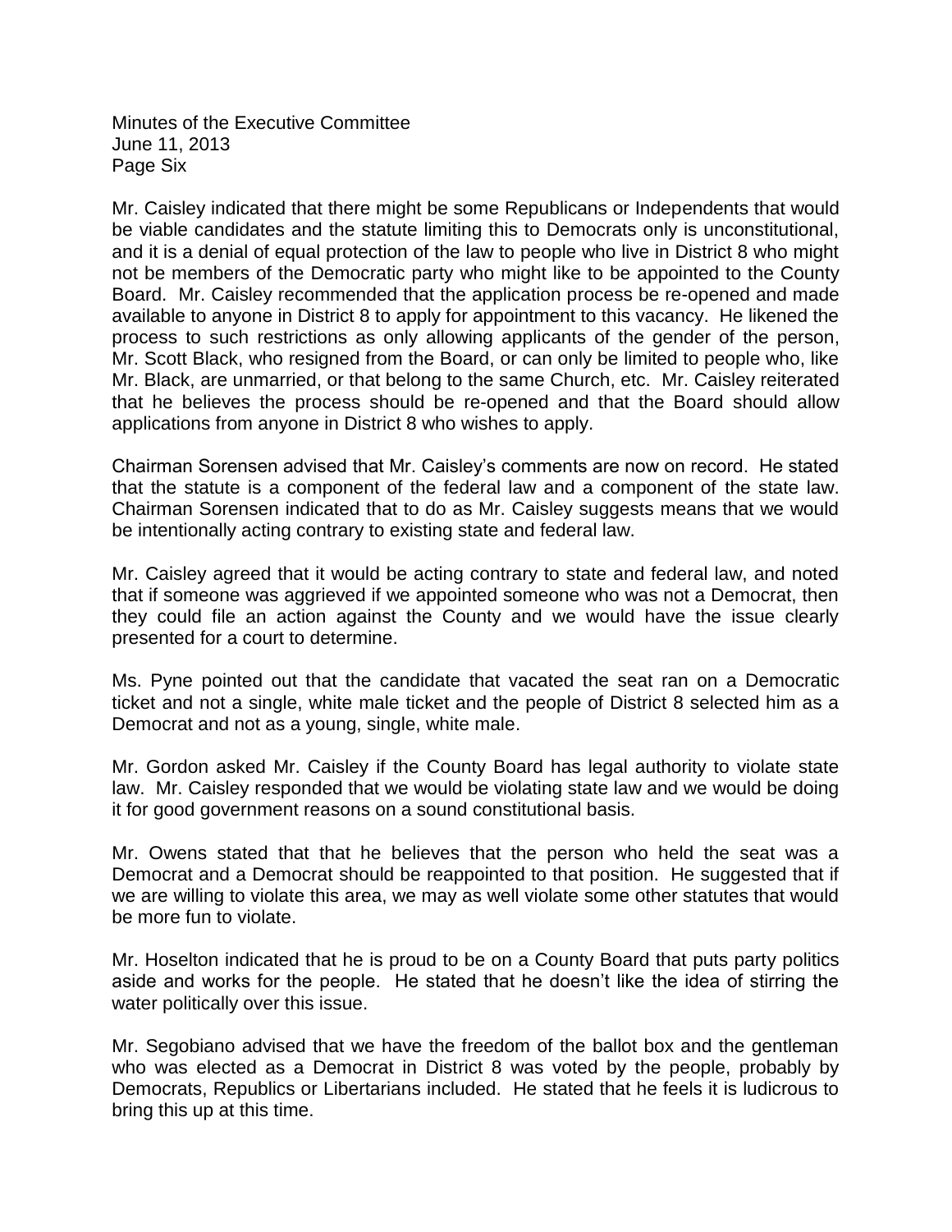Mr. Caisley indicated that there might be some Republicans or Independents that would be viable candidates and the statute limiting this to Democrats only is unconstitutional, and it is a denial of equal protection of the law to people who live in District 8 who might not be members of the Democratic party who might like to be appointed to the County Board. Mr. Caisley recommended that the application process be re-opened and made available to anyone in District 8 to apply for appointment to this vacancy. He likened the process to such restrictions as only allowing applicants of the gender of the person, Mr. Scott Black, who resigned from the Board, or can only be limited to people who, like Mr. Black, are unmarried, or that belong to the same Church, etc. Mr. Caisley reiterated that he believes the process should be re-opened and that the Board should allow applications from anyone in District 8 who wishes to apply.

Chairman Sorensen advised that Mr. Caisley's comments are now on record. He stated that the statute is a component of the federal law and a component of the state law. Chairman Sorensen indicated that to do as Mr. Caisley suggests means that we would be intentionally acting contrary to existing state and federal law.

Mr. Caisley agreed that it would be acting contrary to state and federal law, and noted that if someone was aggrieved if we appointed someone who was not a Democrat, then they could file an action against the County and we would have the issue clearly presented for a court to determine.

Ms. Pyne pointed out that the candidate that vacated the seat ran on a Democratic ticket and not a single, white male ticket and the people of District 8 selected him as a Democrat and not as a young, single, white male.

Mr. Gordon asked Mr. Caisley if the County Board has legal authority to violate state law. Mr. Caisley responded that we would be violating state law and we would be doing it for good government reasons on a sound constitutional basis.

Mr. Owens stated that that he believes that the person who held the seat was a Democrat and a Democrat should be reappointed to that position. He suggested that if we are willing to violate this area, we may as well violate some other statutes that would be more fun to violate.

Mr. Hoselton indicated that he is proud to be on a County Board that puts party politics aside and works for the people. He stated that he doesn't like the idea of stirring the water politically over this issue.

Mr. Segobiano advised that we have the freedom of the ballot box and the gentleman who was elected as a Democrat in District 8 was voted by the people, probably by Democrats, Republics or Libertarians included. He stated that he feels it is ludicrous to bring this up at this time.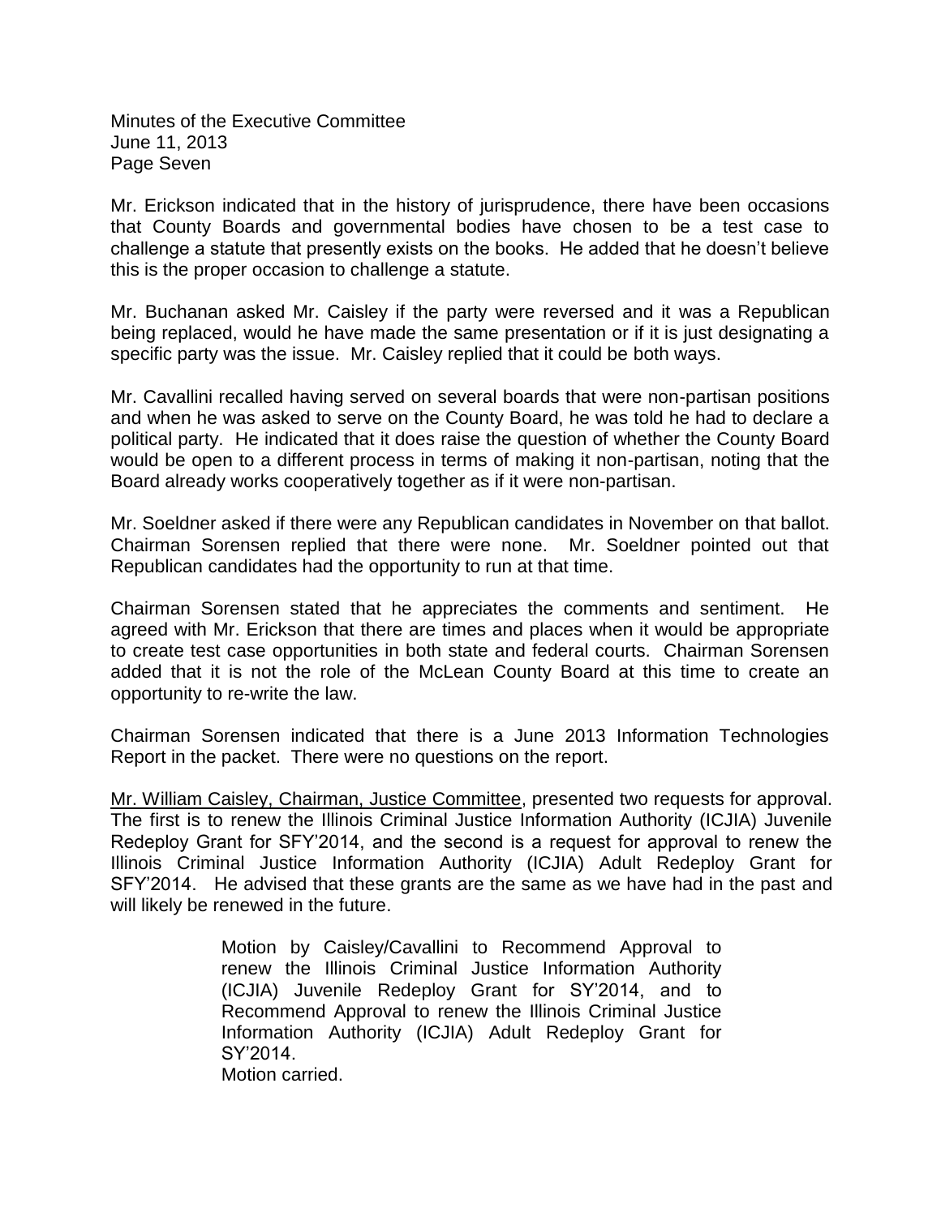Minutes of the Executive Committee
June 11, 2013
Page Seven

Mr. Erickson indicated that in the history of jurisprudence, there have been occasions that County Boards and governmental bodies have chosen to be a test case to challenge a statute that presently exists on the books. He added that he doesn't believe this is the proper occasion to challenge a statute.

Mr. Buchanan asked Mr. Caisley if the party were reversed and it was a Republican being replaced, would he have made the same presentation or if it is just designating a specific party was the issue. Mr. Caisley replied that it could be both ways.

Mr. Cavallini recalled having served on several boards that were non-partisan positions and when he was asked to serve on the County Board, he was told he had to declare a political party. He indicated that it does raise the question of whether the County Board would be open to a different process in terms of making it non-partisan, noting that the Board already works cooperatively together as if it were non-partisan.

Mr. Soeldner asked if there were any Republican candidates in November on that ballot. Chairman Sorensen replied that there were none. Mr. Soeldner pointed out that Republican candidates had the opportunity to run at that time.

Chairman Sorensen stated that he appreciates the comments and sentiment. He agreed with Mr. Erickson that there are times and places when it would be appropriate to create test case opportunities in both state and federal courts. Chairman Sorensen added that it is not the role of the McLean County Board at this time to create an opportunity to re-write the law.

Chairman Sorensen indicated that there is a June 2013 Information Technologies Report in the packet. There were no questions on the report.

<u>Mr. William Caisley, Chairman, Justice Committee</u>, presented two requests for approval. The first is to renew the Illinois Criminal Justice Information Authority (ICJIA) Juvenile Redeploy Grant for SFY'2014, and the second is a request for approval to renew the Illinois Criminal Justice Information Authority (ICJIA) Adult Redeploy Grant for SFY'2014. He advised that these grants are the same as we have had in the past and will likely be renewed in the future.

> Motion by Caisley/Cavallini to Recommend Approval to renew the Illinois Criminal Justice Information Authority (ICJIA) Juvenile Redeploy Grant for SY'2014, and to Recommend Approval to renew the Illinois Criminal Justice Information Authority (ICJIA) Adult Redeploy Grant for SY'2014.
> Motion carried.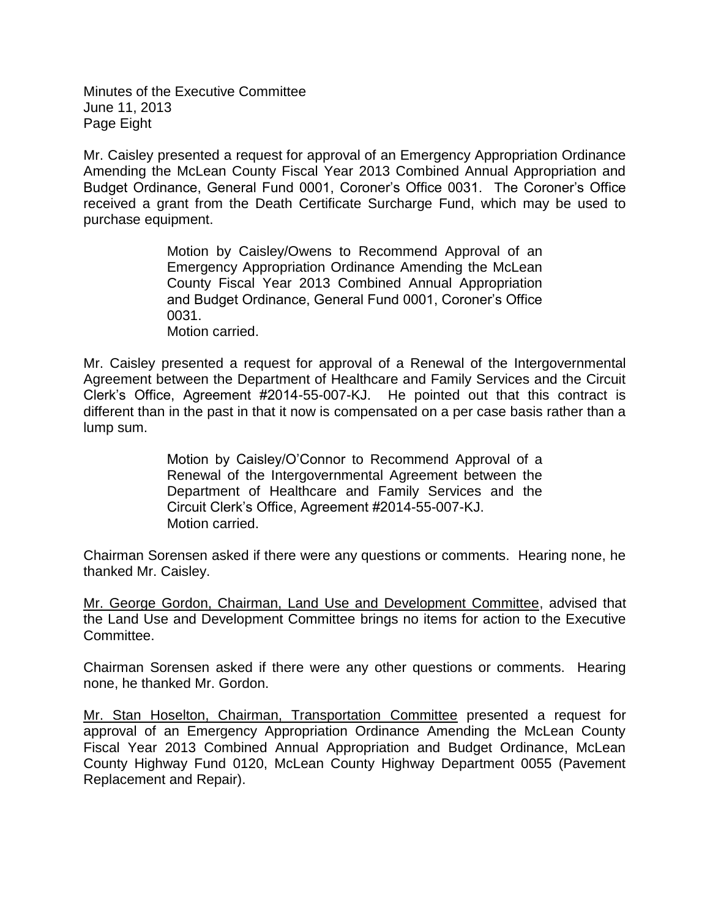Mr. Caisley presented a request for approval of an Emergency Appropriation Ordinance Amending the McLean County Fiscal Year 2013 Combined Annual Appropriation and Budget Ordinance, General Fund 0001, Coroner's Office 0031. The Coroner's Office received a grant from the Death Certificate Surcharge Fund, which may be used to purchase equipment.

> Motion by Caisley/Owens to Recommend Approval of an Emergency Appropriation Ordinance Amending the McLean County Fiscal Year 2013 Combined Annual Appropriation and Budget Ordinance, General Fund 0001, Coroner's Office 0031.
> Motion carried.

Mr. Caisley presented a request for approval of a Renewal of the Intergovernmental Agreement between the Department of Healthcare and Family Services and the Circuit Clerk's Office, Agreement #2014-55-007-KJ. He pointed out that this contract is different than in the past in that it now is compensated on a per case basis rather than a lump sum.

> Motion by Caisley/O'Connor to Recommend Approval of a Renewal of the Intergovernmental Agreement between the Department of Healthcare and Family Services and the Circuit Clerk's Office, Agreement #2014-55-007-KJ.
> Motion carried.

Chairman Sorensen asked if there were any questions or comments. Hearing none, he thanked Mr. Caisley.

<u>Mr. George Gordon, Chairman, Land Use and Development Committee</u>, advised that the Land Use and Development Committee brings no items for action to the Executive Committee.

Chairman Sorensen asked if there were any other questions or comments. Hearing none, he thanked Mr. Gordon.

<u>Mr. Stan Hoselton, Chairman, Transportation Committee</u> presented a request for approval of an Emergency Appropriation Ordinance Amending the McLean County Fiscal Year 2013 Combined Annual Appropriation and Budget Ordinance, McLean County Highway Fund 0120, McLean County Highway Department 0055 (Pavement Replacement and Repair).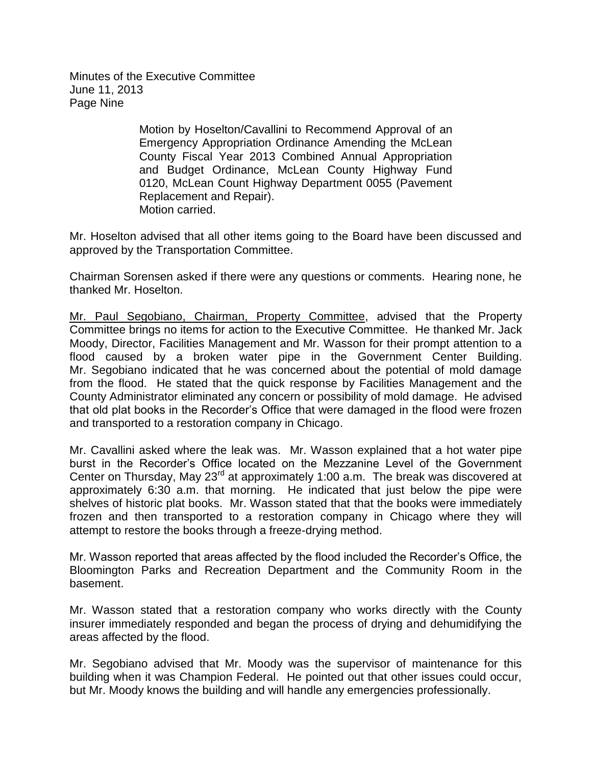Motion by Hoselton/Cavallini to Recommend Approval of an Emergency Appropriation Ordinance Amending the McLean County Fiscal Year 2013 Combined Annual Appropriation and Budget Ordinance, McLean County Highway Fund 0120, McLean Count Highway Department 0055 (Pavement Replacement and Repair).
Motion carried.

Mr. Hoselton advised that all other items going to the Board have been discussed and approved by the Transportation Committee.

Chairman Sorensen asked if there were any questions or comments. Hearing none, he thanked Mr. Hoselton.

<u>Mr. Paul Segobiano, Chairman, Property Committee</u>, advised that the Property Committee brings no items for action to the Executive Committee. He thanked Mr. Jack Moody, Director, Facilities Management and Mr. Wasson for their prompt attention to a flood caused by a broken water pipe in the Government Center Building. Mr. Segobiano indicated that he was concerned about the potential of mold damage from the flood. He stated that the quick response by Facilities Management and the County Administrator eliminated any concern or possibility of mold damage. He advised that old plat books in the Recorder's Office that were damaged in the flood were frozen and transported to a restoration company in Chicago.

Mr. Cavallini asked where the leak was. Mr. Wasson explained that a hot water pipe burst in the Recorder's Office located on the Mezzanine Level of the Government Center on Thursday, May 23rd at approximately 1:00 a.m. The break was discovered at approximately 6:30 a.m. that morning. He indicated that just below the pipe were shelves of historic plat books. Mr. Wasson stated that that the books were immediately frozen and then transported to a restoration company in Chicago where they will attempt to restore the books through a freeze-drying method.

Mr. Wasson reported that areas affected by the flood included the Recorder's Office, the Bloomington Parks and Recreation Department and the Community Room in the basement.

Mr. Wasson stated that a restoration company who works directly with the County insurer immediately responded and began the process of drying and dehumidifying the areas affected by the flood.

Mr. Segobiano advised that Mr. Moody was the supervisor of maintenance for this building when it was Champion Federal. He pointed out that other issues could occur, but Mr. Moody knows the building and will handle any emergencies professionally.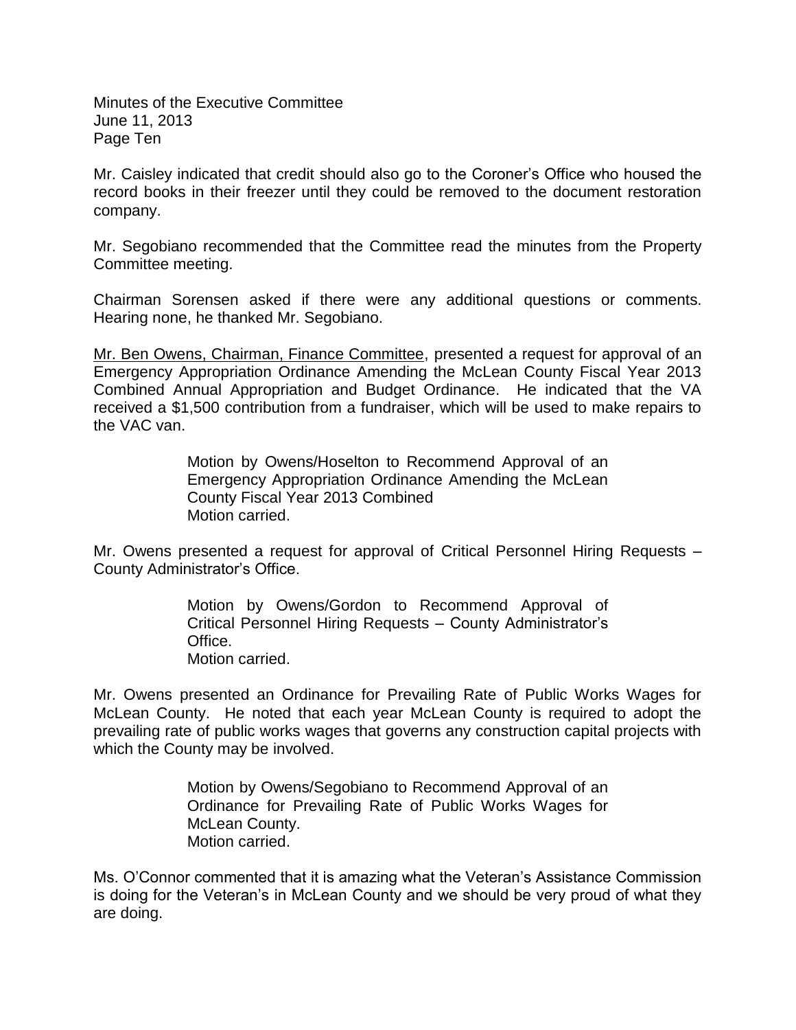Mr. Caisley indicated that credit should also go to the Coroner's Office who housed the record books in their freezer until they could be removed to the document restoration company.

Mr. Segobiano recommended that the Committee read the minutes from the Property Committee meeting.

Chairman Sorensen asked if there were any additional questions or comments. Hearing none, he thanked Mr. Segobiano.

Mr. Ben Owens, Chairman, Finance Committee, presented a request for approval of an Emergency Appropriation Ordinance Amending the McLean County Fiscal Year 2013 Combined Annual Appropriation and Budget Ordinance. He indicated that the VA received a $1,500 contribution from a fundraiser, which will be used to make repairs to the VAC van.

> Motion by Owens/Hoselton to Recommend Approval of an Emergency Appropriation Ordinance Amending the McLean County Fiscal Year 2013 Combined
> Motion carried.

Mr. Owens presented a request for approval of Critical Personnel Hiring Requests – County Administrator's Office.

> Motion by Owens/Gordon to Recommend Approval of Critical Personnel Hiring Requests – County Administrator's Office.
> Motion carried.

Mr. Owens presented an Ordinance for Prevailing Rate of Public Works Wages for McLean County. He noted that each year McLean County is required to adopt the prevailing rate of public works wages that governs any construction capital projects with which the County may be involved.

> Motion by Owens/Segobiano to Recommend Approval of an Ordinance for Prevailing Rate of Public Works Wages for McLean County.
> Motion carried.

Ms. O'Connor commented that it is amazing what the Veteran's Assistance Commission is doing for the Veteran's in McLean County and we should be very proud of what they are doing.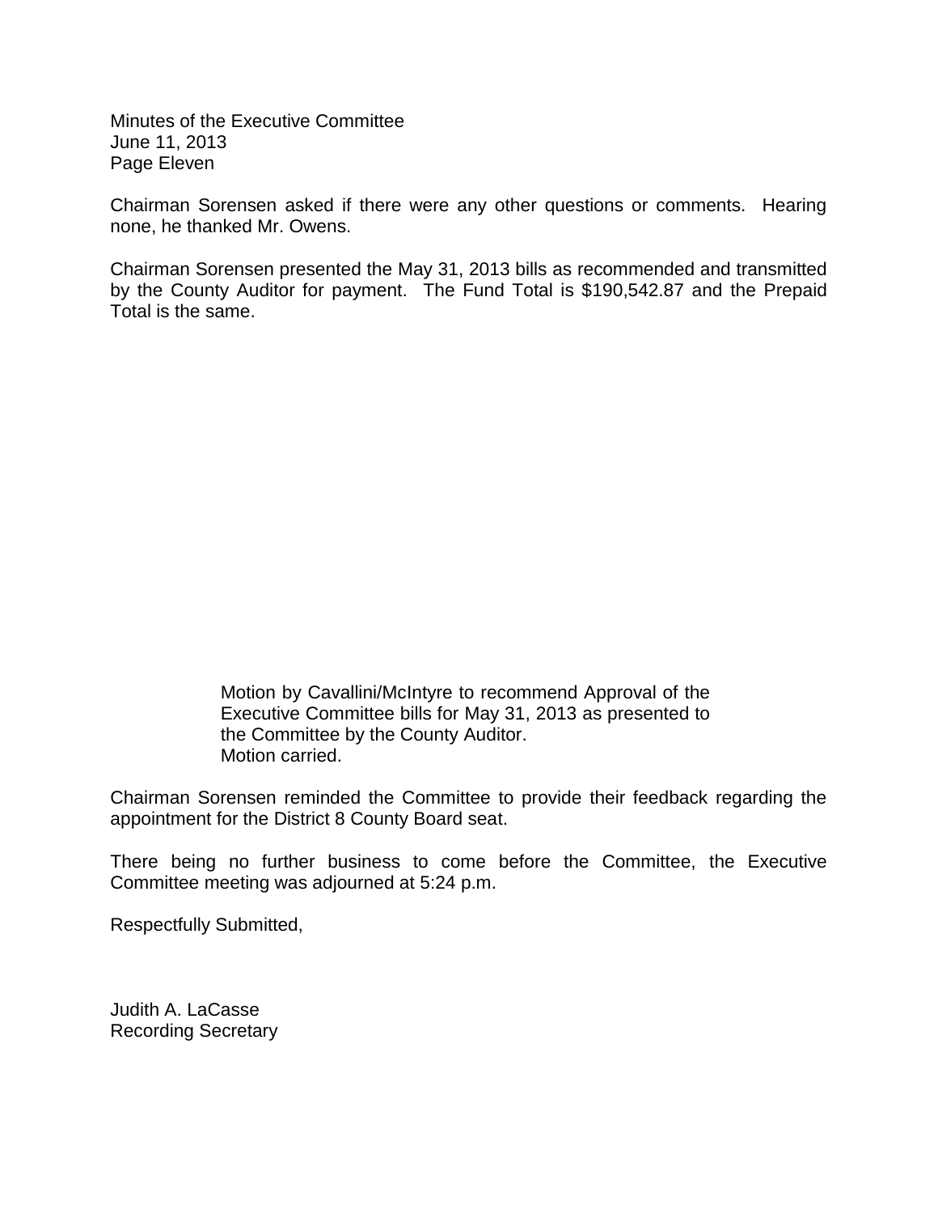Chairman Sorensen asked if there were any other questions or comments. Hearing none, he thanked Mr. Owens.

Chairman Sorensen presented the May 31, 2013 bills as recommended and transmitted by the County Auditor for payment. The Fund Total is $190,542.87 and the Prepaid Total is the same.

> Motion by Cavallini/McIntyre to recommend Approval of the Executive Committee bills for May 31, 2013 as presented to the Committee by the County Auditor.
> Motion carried.

Chairman Sorensen reminded the Committee to provide their feedback regarding the appointment for the District 8 County Board seat.

There being no further business to come before the Committee, the Executive Committee meeting was adjourned at 5:24 p.m.

Respectfully Submitted,

Judith A. LaCasse
Recording Secretary